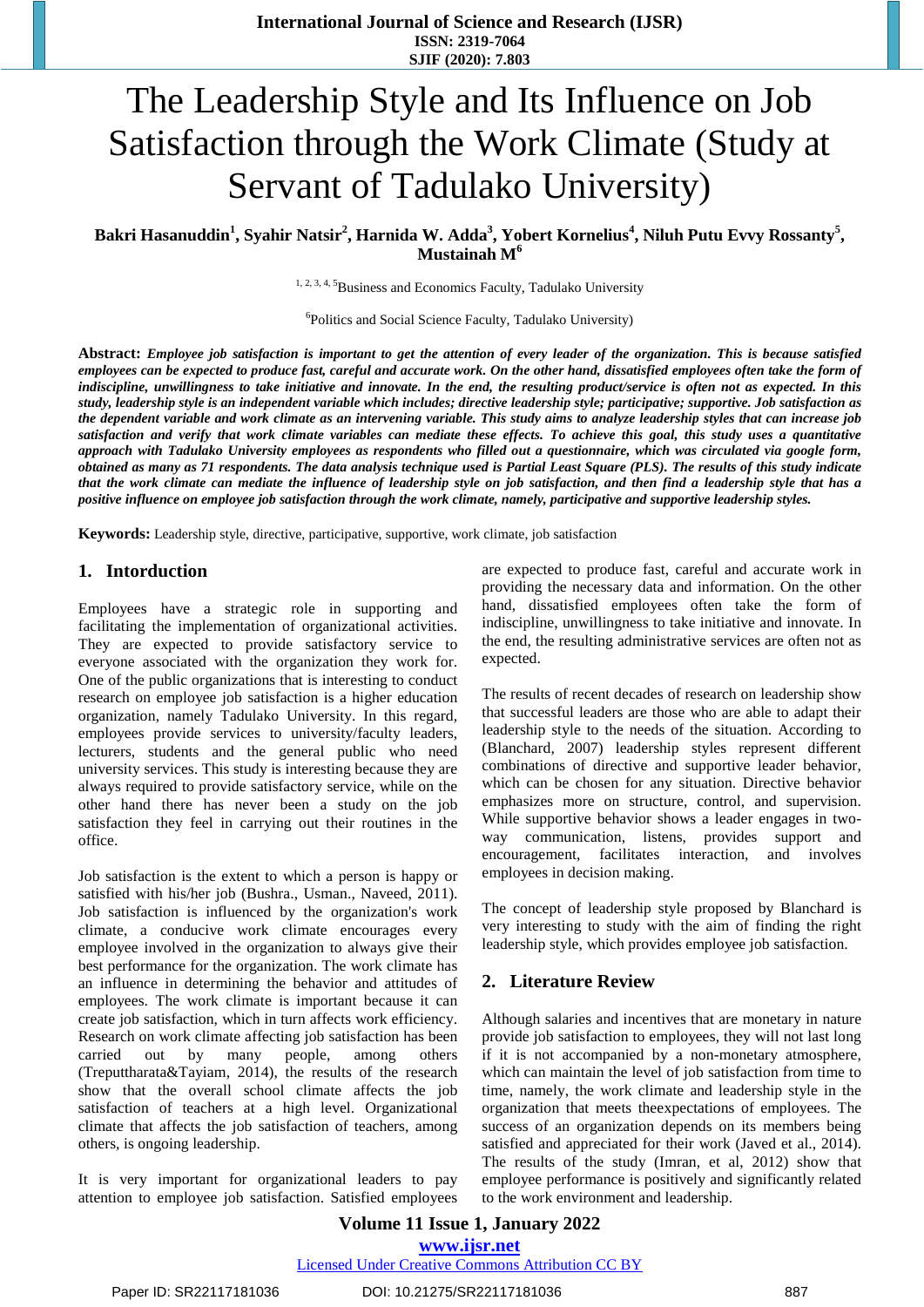# The Leadership Style and Its Influence on Job Satisfaction through the Work Climate (Study at Servant of Tadulako University)

**Bakri Hasanuddin[1], Syahir Natsir[2], Harnida W. Adda[3], Yobert Kornelius[4], Niluh Putu Evvy Rossanty[5], Mustainah M[6]**

[1, 2, 3, 4, 5]Business and Economics Faculty, Tadulako University

[6]Politics and Social Science Faculty, Tadulako University)

**Abstract:** ***Employee job satisfaction is important to get the attention of every leader of the organization. This is because satisfied employees can be expected to produce fast, careful and accurate work. On the other hand, dissatisfied employees often take the form of indiscipline, unwillingness to take initiative and innovate. In the end, the resulting product/service is often not as expected. In this study, leadership style is an independent variable which includes; directive leadership style; participative; supportive. Job satisfaction as the dependent variable and work climate as an intervening variable. This study aims to analyze leadership styles that can increase job satisfaction and verify that work climate variables can mediate these effects. To achieve this goal, this study uses a quantitative approach with Tadulako University employees as respondents who filled out a questionnaire, which was circulated via google form, obtained as many as 71 respondents. The data analysis technique used is Partial Least Square (PLS). The results of this study indicate that the work climate can mediate the influence of leadership style on job satisfaction, and then find a leadership style that has a positive influence on employee job satisfaction through the work climate, namely, participative and supportive leadership styles.***

**Keywords:** Leadership style, directive, participative, supportive, work climate, job satisfaction

## 1. Intorduction

Employees have a strategic role in supporting and facilitating the implementation of organizational activities. They are expected to provide satisfactory service to everyone associated with the organization they work for. One of the public organizations that is interesting to conduct research on employee job satisfaction is a higher education organization, namely Tadulako University. In this regard, employees provide services to university/faculty leaders, lecturers, students and the general public who need university services. This study is interesting because they are always required to provide satisfactory service, while on the other hand there has never been a study on the job satisfaction they feel in carrying out their routines in the office.

Job satisfaction is the extent to which a person is happy or satisfied with his/her job (Bushra., Usman., Naveed, 2011). Job satisfaction is influenced by the organization's work climate, a conducive work climate encourages every employee involved in the organization to always give their best performance for the organization. The work climate has an influence in determining the behavior and attitudes of employees. The work climate is important because it can create job satisfaction, which in turn affects work efficiency. Research on work climate affecting job satisfaction has been carried out by many people, among others (Treputtharata&Tayiam, 2014), the results of the research show that the overall school climate affects the job satisfaction of teachers at a high level. Organizational climate that affects the job satisfaction of teachers, among others, is ongoing leadership.

It is very important for organizational leaders to pay attention to employee job satisfaction. Satisfied employees are expected to produce fast, careful and accurate work in providing the necessary data and information. On the other hand, dissatisfied employees often take the form of indiscipline, unwillingness to take initiative and innovate. In the end, the resulting administrative services are often not as expected.

The results of recent decades of research on leadership show that successful leaders are those who are able to adapt their leadership style to the needs of the situation. According to (Blanchard, 2007) leadership styles represent different combinations of directive and supportive leader behavior, which can be chosen for any situation. Directive behavior emphasizes more on structure, control, and supervision. While supportive behavior shows a leader engages in two-way communication, listens, provides support and encouragement, facilitates interaction, and involves employees in decision making.

The concept of leadership style proposed by Blanchard is very interesting to study with the aim of finding the right leadership style, which provides employee job satisfaction.

## 2. Literature Review

Although salaries and incentives that are monetary in nature provide job satisfaction to employees, they will not last long if it is not accompanied by a non-monetary atmosphere, which can maintain the level of job satisfaction from time to time, namely, the work climate and leadership style in the organization that meets theexpectations of employees. The success of an organization depends on its members being satisfied and appreciated for their work (Javed et al., 2014). The results of the study (Imran, et al, 2012) show that employee performance is positively and significantly related to the work environment and leadership.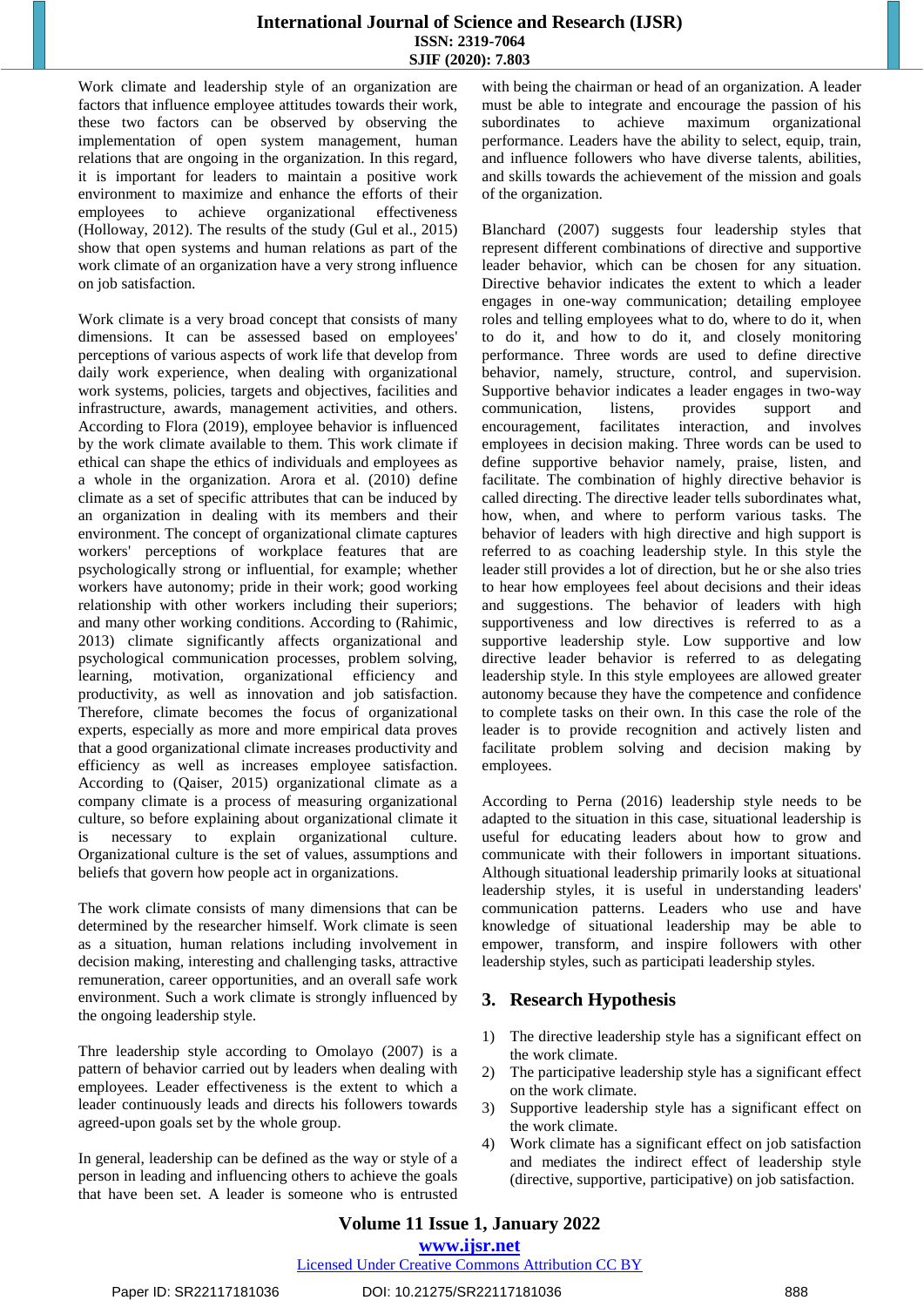Work climate and leadership style of an organization are factors that influence employee attitudes towards their work, these two factors can be observed by observing the implementation of open system management, human relations that are ongoing in the organization. In this regard, it is important for leaders to maintain a positive work environment to maximize and enhance the efforts of their employees to achieve organizational effectiveness (Holloway, 2012). The results of the study (Gul et al., 2015) show that open systems and human relations as part of the work climate of an organization have a very strong influence on job satisfaction.

Work climate is a very broad concept that consists of many dimensions. It can be assessed based on employees' perceptions of various aspects of work life that develop from daily work experience, when dealing with organizational work systems, policies, targets and objectives, facilities and infrastructure, awards, management activities, and others. According to Flora (2019), employee behavior is influenced by the work climate available to them. This work climate if ethical can shape the ethics of individuals and employees as a whole in the organization. Arora et al. (2010) define climate as a set of specific attributes that can be induced by an organization in dealing with its members and their environment. The concept of organizational climate captures workers' perceptions of workplace features that are psychologically strong or influential, for example; whether workers have autonomy; pride in their work; good working relationship with other workers including their superiors; and many other working conditions. According to (Rahimic, 2013) climate significantly affects organizational and psychological communication processes, problem solving, learning, motivation, organizational efficiency and productivity, as well as innovation and job satisfaction. Therefore, climate becomes the focus of organizational experts, especially as more and more empirical data proves that a good organizational climate increases productivity and efficiency as well as increases employee satisfaction. According to (Qaiser, 2015) organizational climate as a company climate is a process of measuring organizational culture, so before explaining about organizational climate it is necessary to explain organizational culture. Organizational culture is the set of values, assumptions and beliefs that govern how people act in organizations.

The work climate consists of many dimensions that can be determined by the researcher himself. Work climate is seen as a situation, human relations including involvement in decision making, interesting and challenging tasks, attractive remuneration, career opportunities, and an overall safe work environment. Such a work climate is strongly influenced by the ongoing leadership style.

Thre leadership style according to Omolayo (2007) is a pattern of behavior carried out by leaders when dealing with employees. Leader effectiveness is the extent to which a leader continuously leads and directs his followers towards agreed-upon goals set by the whole group.

In general, leadership can be defined as the way or style of a person in leading and influencing others to achieve the goals that have been set. A leader is someone who is entrusted with being the chairman or head of an organization. A leader must be able to integrate and encourage the passion of his subordinates to achieve maximum organizational performance. Leaders have the ability to select, equip, train, and influence followers who have diverse talents, abilities, and skills towards the achievement of the mission and goals of the organization.

Blanchard (2007) suggests four leadership styles that represent different combinations of directive and supportive leader behavior, which can be chosen for any situation. Directive behavior indicates the extent to which a leader engages in one-way communication; detailing employee roles and telling employees what to do, where to do it, when to do it, and how to do it, and closely monitoring performance. Three words are used to define directive behavior, namely, structure, control, and supervision. Supportive behavior indicates a leader engages in two-way communication, listens, provides support and encouragement, facilitates interaction, and involves employees in decision making. Three words can be used to define supportive behavior namely, praise, listen, and facilitate. The combination of highly directive behavior is called directing. The directive leader tells subordinates what, how, when, and where to perform various tasks. The behavior of leaders with high directive and high support is referred to as coaching leadership style. In this style the leader still provides a lot of direction, but he or she also tries to hear how employees feel about decisions and their ideas and suggestions. The behavior of leaders with high supportiveness and low directives is referred to as a supportive leadership style. Low supportive and low directive leader behavior is referred to as delegating leadership style. In this style employees are allowed greater autonomy because they have the competence and confidence to complete tasks on their own. In this case the role of the leader is to provide recognition and actively listen and facilitate problem solving and decision making by employees.

According to Perna (2016) leadership style needs to be adapted to the situation in this case, situational leadership is useful for educating leaders about how to grow and communicate with their followers in important situations. Although situational leadership primarily looks at situational leadership styles, it is useful in understanding leaders' communication patterns. Leaders who use and have knowledge of situational leadership may be able to empower, transform, and inspire followers with other leadership styles, such as participati leadership styles.

## 3. Research Hypothesis

1) The directive leadership style has a significant effect on the work climate.
2) The participative leadership style has a significant effect on the work climate.
3) Supportive leadership style has a significant effect on the work climate.
4) Work climate has a significant effect on job satisfaction and mediates the indirect effect of leadership style (directive, supportive, participative) on job satisfaction.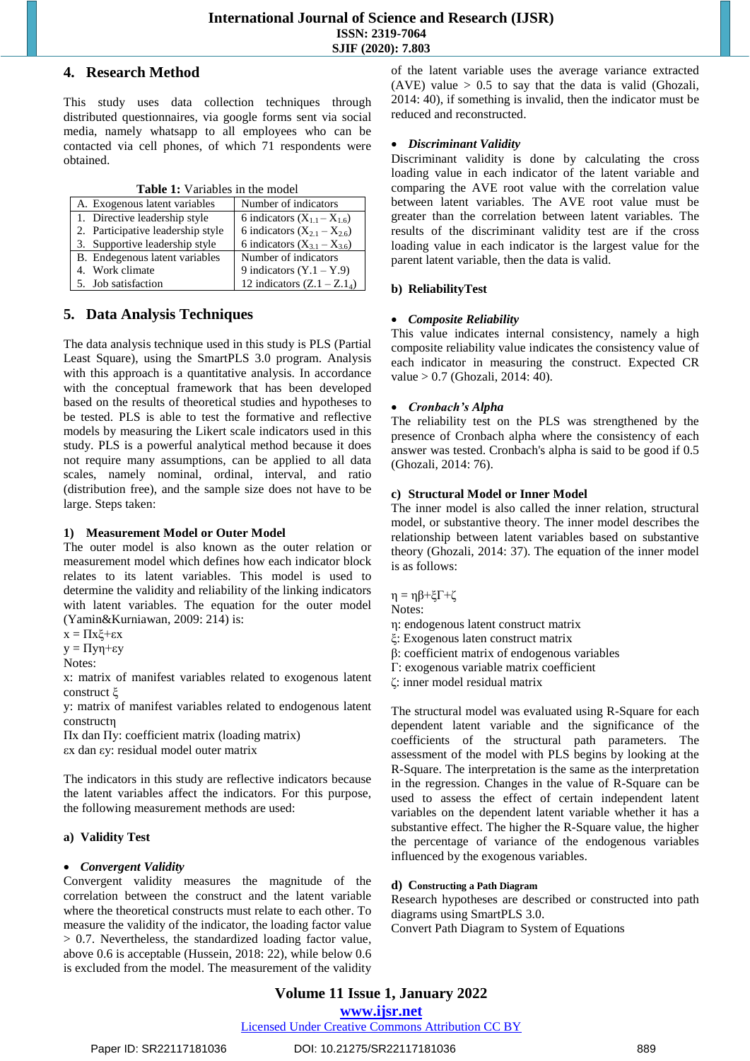## 4. Research Method

This study uses data collection techniques through distributed questionnaires, via google forms sent via social media, namely whatsapp to all employees who can be contacted via cell phones, of which 71 respondents were obtained.

**Table 1:** Variables in the model

| A. Exogenous latent variables | Number of indicators |
|---|---|
| 1. Directive leadership style | 6 indicators ($X_{1.1} – X_{1.6}$) |
| 2. Participative leadership style | 6 indicators ($X_{2.1} – X_{2.6}$) |
| 3. Supportive leadership style | 6 indicators ($X_{3.1} – X_{3.6}$) |
| B. Endegenous latent variables | Number of indicators |
| 4. Work climate | 9 indicators (Y.1 – Y.9) |
| 5. Job satisfaction | 12 indicators (Z.1 – $Z.1_4$) |

## 5. Data Analysis Techniques

The data analysis technique used in this study is PLS (Partial Least Square), using the SmartPLS 3.0 program. Analysis with this approach is a quantitative analysis. In accordance with the conceptual framework that has been developed based on the results of theoretical studies and hypotheses to be tested. PLS is able to test the formative and reflective models by measuring the Likert scale indicators used in this study. PLS is a powerful analytical method because it does not require many assumptions, can be applied to all data scales, namely nominal, ordinal, interval, and ratio (distribution free), and the sample size does not have to be large. Steps taken:

### 1) Measurement Model or Outer Model

The outer model is also known as the outer relation or measurement model which defines how each indicator block relates to its latent variables. This model is used to determine the validity and reliability of the linking indicators with latent variables. The equation for the outer model (Yamin&Kurniawan, 2009: 214) is:

$x = \Pi x\xi + \varepsilon x$

$y = \Pi y\eta + \varepsilon y$

Notes:

x: matrix of manifest variables related to exogenous latent construct $\xi$

y: matrix of manifest variables related to endogenous latent construct$\eta$

$\Pi x$ dan $\Pi y$: coefficient matrix (loading matrix)

$\varepsilon x$ dan $\varepsilon y$: residual model outer matrix

The indicators in this study are reflective indicators because the latent variables affect the indicators. For this purpose, the following measurement methods are used:

#### a) Validity Test

- ***Convergent Validity***

Convergent validity measures the magnitude of the correlation between the construct and the latent variable where the theoretical constructs must relate to each other. To measure the validity of the indicator, the loading factor value > 0.7. Nevertheless, the standardized loading factor value, above 0.6 is acceptable (Hussein, 2018: 22), while below 0.6 is excluded from the model. The measurement of the validity of the latent variable uses the average variance extracted (AVE) value > 0.5 to say that the data is valid (Ghozali, 2014: 40), if something is invalid, then the indicator must be reduced and reconstructed.

- ***Discriminant Validity***

Discriminant validity is done by calculating the cross loading value in each indicator of the latent variable and comparing the AVE root value with the correlation value between latent variables. The AVE root value must be greater than the correlation between latent variables. The results of the discriminant validity test are if the cross loading value in each indicator is the largest value for the parent latent variable, then the data is valid.

#### b) ReliabilityTest

- ***Composite Reliability***

This value indicates internal consistency, namely a high composite reliability value indicates the consistency value of each indicator in measuring the construct. Expected CR value > 0.7 (Ghozali, 2014: 40).

- ***Cronbach's Alpha***

The reliability test on the PLS was strengthened by the presence of Cronbach alpha where the consistency of each answer was tested. Cronbach's alpha is said to be good if 0.5 (Ghozali, 2014: 76).

#### c) Structural Model or Inner Model

The inner model is also called the inner relation, structural model, or substantive theory. The inner model describes the relationship between latent variables based on substantive theory (Ghozali, 2014: 37). The equation of the inner model is as follows:

$\eta = \eta\beta + \xi\Gamma + \zeta$

Notes:

$\eta$: endogenous latent construct matrix

$\xi$: Exogenous laten construct matrix

$\beta$: coefficient matrix of endogenous variables

$\Gamma$: exogenous variable matrix coefficient

$\zeta$: inner model residual matrix

The structural model was evaluated using R-Square for each dependent latent variable and the significance of the coefficients of the structural path parameters. The assessment of the model with PLS begins by looking at the R-Square. The interpretation is the same as the interpretation in the regression. Changes in the value of R-Square can be used to assess the effect of certain independent latent variables on the dependent latent variable whether it has a substantive effect. The higher the R-Square value, the higher the percentage of variance of the endogenous variables influenced by the exogenous variables.

#### d) Constructing a Path Diagram

Research hypotheses are described or constructed into path diagrams using SmartPLS 3.0.

Convert Path Diagram to System of Equations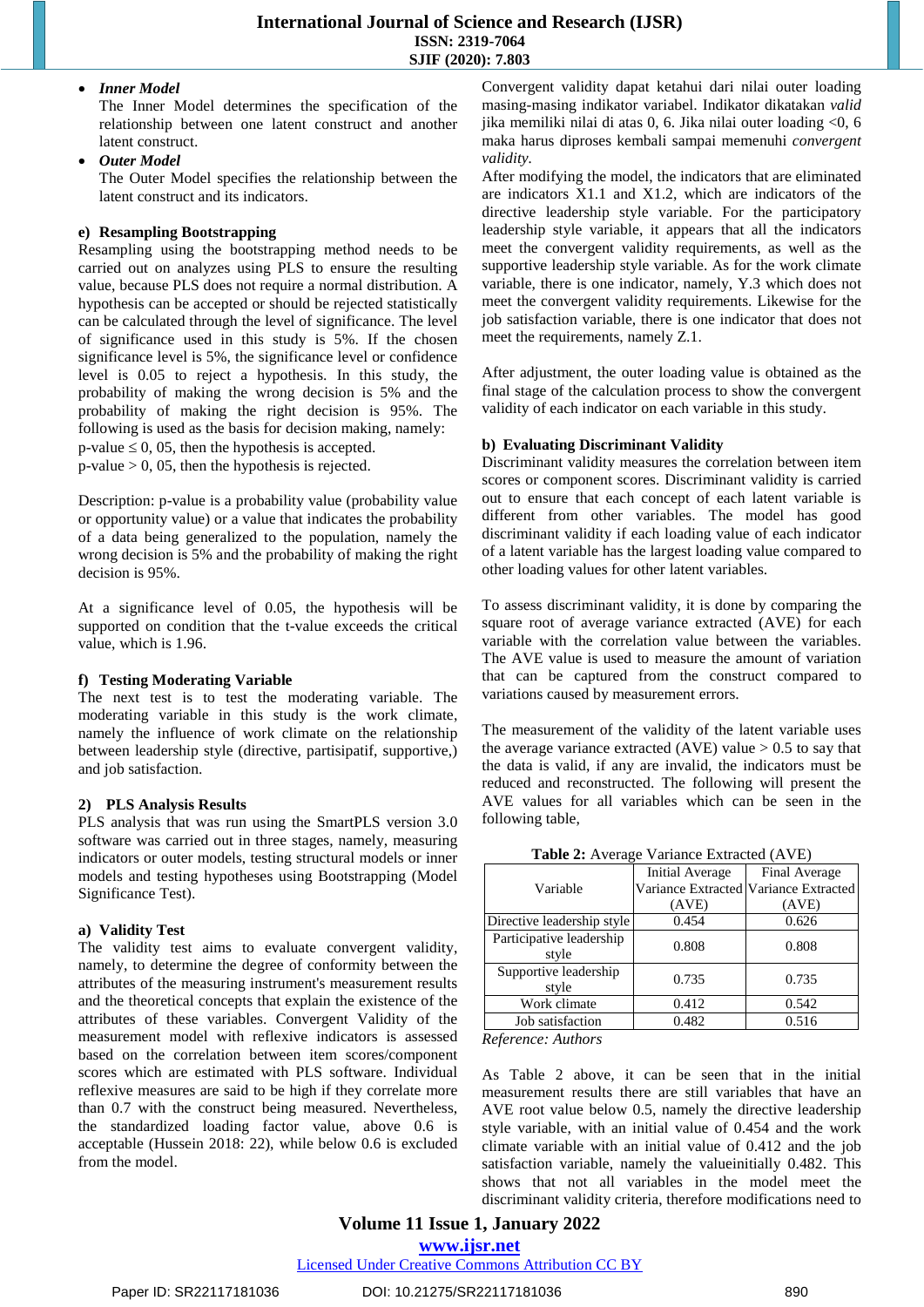- ***Inner Model***
  The Inner Model determines the specification of the relationship between one latent construct and another latent construct.
- ***Outer Model***
  The Outer Model specifies the relationship between the latent construct and its indicators.

**e) Resampling Bootstrapping**

Resampling using the bootstrapping method needs to be carried out on analyzes using PLS to ensure the resulting value, because PLS does not require a normal distribution. A hypothesis can be accepted or should be rejected statistically can be calculated through the level of significance. The level of significance used in this study is 5%. If the chosen significance level is 5%, the significance level or confidence level is 0.05 to reject a hypothesis. In this study, the probability of making the wrong decision is 5% and the probability of making the right decision is 95%. The following is used as the basis for decision making, namely:
p-value ≤ 0, 05, then the hypothesis is accepted.
p-value > 0, 05, then the hypothesis is rejected.

Description: p-value is a probability value (probability value or opportunity value) or a value that indicates the probability of a data being generalized to the population, namely the wrong decision is 5% and the probability of making the right decision is 95%.

At a significance level of 0.05, the hypothesis will be supported on condition that the t-value exceeds the critical value, which is 1.96.

**f) Testing Moderating Variable**

The next test is to test the moderating variable. The moderating variable in this study is the work climate, namely the influence of work climate on the relationship between leadership style (directive, partisipatif, supportive,) and job satisfaction.

**2) PLS Analysis Results**

PLS analysis that was run using the SmartPLS version 3.0 software was carried out in three stages, namely, measuring indicators or outer models, testing structural models or inner models and testing hypotheses using Bootstrapping (Model Significance Test).

**a) Validity Test**

The validity test aims to evaluate convergent validity, namely, to determine the degree of conformity between the attributes of the measuring instrument's measurement results and the theoretical concepts that explain the existence of the attributes of these variables. Convergent Validity of the measurement model with reflexive indicators is assessed based on the correlation between item scores/component scores which are estimated with PLS software. Individual reflexive measures are said to be high if they correlate more than 0.7 with the construct being measured. Nevertheless, the standardized loading factor value, above 0.6 is acceptable (Hussein 2018: 22), while below 0.6 is excluded from the model.

Convergent validity dapat ketahui dari nilai outer loading masing-masing indikator variabel. Indikator dikatakan *valid* jika memiliki nilai di atas 0, 6. Jika nilai outer loading <0, 6 maka harus diproses kembali sampai memenuhi *convergent validity.*
After modifying the model, the indicators that are eliminated are indicators X1.1 and X1.2, which are indicators of the directive leadership style variable. For the participatory leadership style variable, it appears that all the indicators meet the convergent validity requirements, as well as the supportive leadership style variable. As for the work climate variable, there is one indicator, namely, Y.3 which does not meet the convergent validity requirements. Likewise for the job satisfaction variable, there is one indicator that does not meet the requirements, namely Z.1.

After adjustment, the outer loading value is obtained as the final stage of the calculation process to show the convergent validity of each indicator on each variable in this study.

**b) Evaluating Discriminant Validity**

Discriminant validity measures the correlation between item scores or component scores. Discriminant validity is carried out to ensure that each concept of each latent variable is different from other variables. The model has good discriminant validity if each loading value of each indicator of a latent variable has the largest loading value compared to other loading values for other latent variables.

To assess discriminant validity, it is done by comparing the square root of average variance extracted (AVE) for each variable with the correlation value between the variables. The AVE value is used to measure the amount of variation that can be captured from the construct compared to variations caused by measurement errors.

The measurement of the validity of the latent variable uses the average variance extracted (AVE) value > 0.5 to say that the data is valid, if any are invalid, the indicators must be reduced and reconstructed. The following will present the AVE values for all variables which can be seen in the following table,

**Table 2:** Average Variance Extracted (AVE)

| Variable | Initial Average Variance Extracted (AVE) | Final Average Variance Extracted (AVE) |
|---|---|---|
| Directive leadership style | 0.454 | 0.626 |
| Participative leadership style | 0.808 | 0.808 |
| Supportive leadership style | 0.735 | 0.735 |
| Work climate | 0.412 | 0.542 |
| Job satisfaction | 0.482 | 0.516 |

*Reference: Authors*

As Table 2 above, it can be seen that in the initial measurement results there are still variables that have an AVE root value below 0.5, namely the directive leadership style variable, with an initial value of 0.454 and the work climate variable with an initial value of 0.412 and the job satisfaction variable, namely the valueinitially 0.482. This shows that not all variables in the model meet the discriminant validity criteria, therefore modifications need to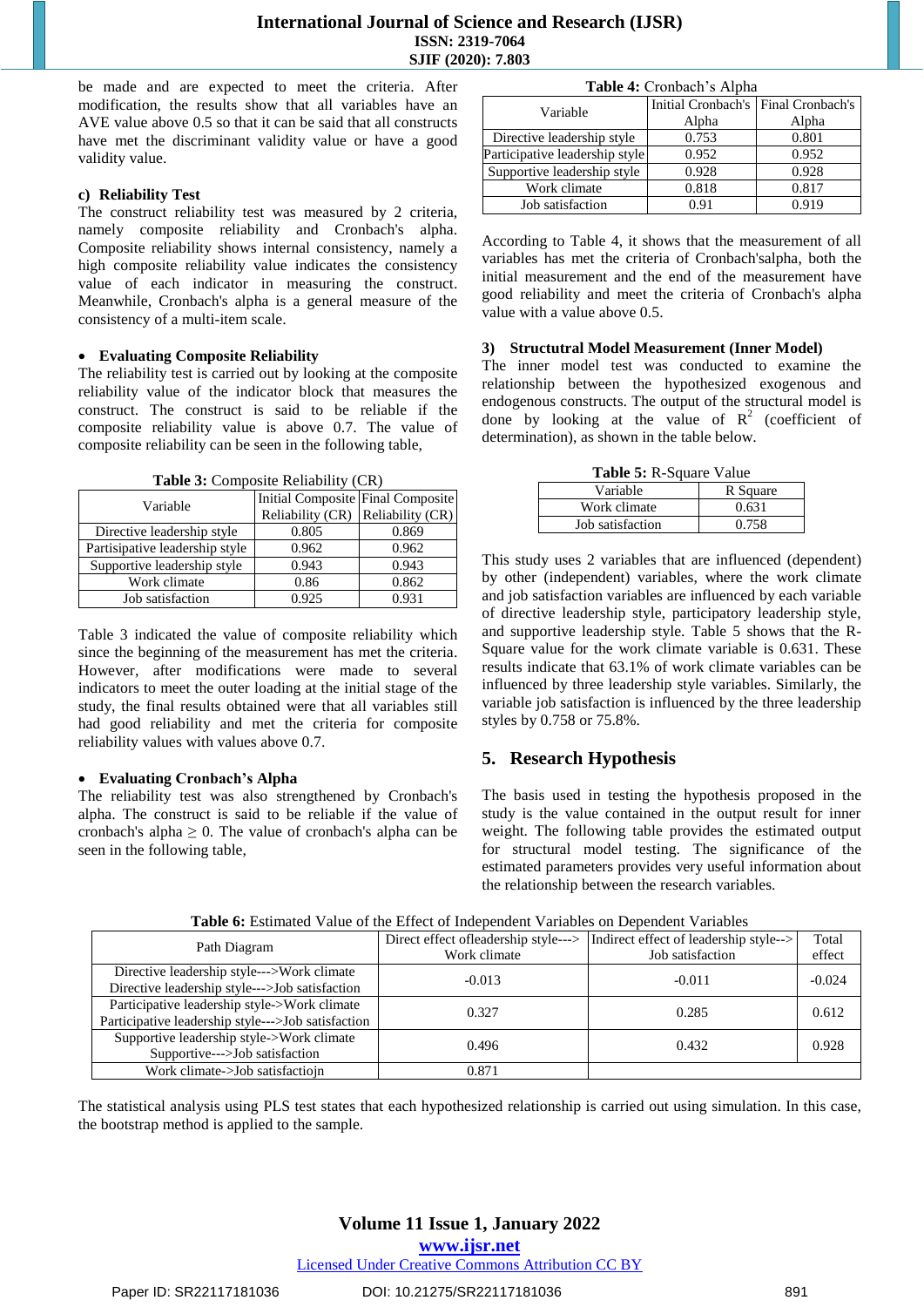be made and are expected to meet the criteria. After modification, the results show that all variables have an AVE value above 0.5 so that it can be said that all constructs have met the discriminant validity value or have a good validity value.

### c) Reliability Test

The construct reliability test was measured by 2 criteria, namely composite reliability and Cronbach's alpha. Composite reliability shows internal consistency, namely a high composite reliability value indicates the consistency value of each indicator in measuring the construct. Meanwhile, Cronbach's alpha is a general measure of the consistency of a multi-item scale.

- **Evaluating Composite Reliability**

The reliability test is carried out by looking at the composite reliability value of the indicator block that measures the construct. The construct is said to be reliable if the composite reliability value is above 0.7. The value of composite reliability can be seen in the following table,

**Table 3:** Composite Reliability (CR)

| Variable | Initial Composite Reliability (CR) | Final Composite Reliability (CR) |
|---|---|---|
| Directive leadership style | 0.805 | 0.869 |
| Partisipative leadership style | 0.962 | 0.962 |
| Supportive leadership style | 0.943 | 0.943 |
| Work climate | 0.86 | 0.862 |
| Job satisfaction | 0.925 | 0.931 |

Table 3 indicated the value of composite reliability which since the beginning of the measurement has met the criteria. However, after modifications were made to several indicators to meet the outer loading at the initial stage of the study, the final results obtained were that all variables still had good reliability and met the criteria for composite reliability values with values above 0.7.

- **Evaluating Cronbach's Alpha**

The reliability test was also strengthened by Cronbach's alpha. The construct is said to be reliable if the value of cronbach's alpha ≥ 0. The value of cronbach's alpha can be seen in the following table,

**Table 4:** Cronbach's Alpha

| Variable | Initial Cronbach's Alpha | Final Cronbach's Alpha |
|---|---|---|
| Directive leadership style | 0.753 | 0.801 |
| Participative leadership style | 0.952 | 0.952 |
| Supportive leadership style | 0.928 | 0.928 |
| Work climate | 0.818 | 0.817 |
| Job satisfaction | 0.91 | 0.919 |

According to Table 4, it shows that the measurement of all variables has met the criteria of Cronbach'salpha, both the initial measurement and the end of the measurement have good reliability and meet the criteria of Cronbach's alpha value with a value above 0.5.

### 3) Structutral Model Measurement (Inner Model)

The inner model test was conducted to examine the relationship between the hypothesized exogenous and endogenous constructs. The output of the structural model is done by looking at the value of $R^2$ (coefficient of determination), as shown in the table below.

**Table 5:** R-Square Value

| Variable | R Square |
|---|---|
| Work climate | 0.631 |
| Job satisfaction | 0.758 |

This study uses 2 variables that are influenced (dependent) by other (independent) variables, where the work climate and job satisfaction variables are influenced by each variable of directive leadership style, participatory leadership style, and supportive leadership style. Table 5 shows that the R-Square value for the work climate variable is 0.631. These results indicate that 63.1% of work climate variables can be influenced by three leadership style variables. Similarly, the variable job satisfaction is influenced by the three leadership styles by 0.758 or 75.8%.

## 5. Research Hypothesis

The basis used in testing the hypothesis proposed in the study is the value contained in the output result for inner weight. The following table provides the estimated output for structural model testing. The significance of the estimated parameters provides very useful information about the relationship between the research variables.

**Table 6:** Estimated Value of the Effect of Independent Variables on Dependent Variables

| Path Diagram | Direct effect ofleadership style---> Work climate | Indirect effect of leadership style--> Job satisfaction | Total effect |
|---|---|---|---|
| Directive leadership style--->Work climate<br>Directive leadership style--->Job satisfaction | -0.013 | -0.011 | -0.024 |
| Participative leadership style->Work climate<br>Participative leadership style--->Job satisfaction | 0.327 | 0.285 | 0.612 |
| Supportive leadership style->Work climate<br>Supportive--->Job satisfaction | 0.496 | 0.432 | 0.928 |
| Work climate->Job satisfactiojn | 0.871 | | |

The statistical analysis using PLS test states that each hypothesized relationship is carried out using simulation. In this case, the bootstrap method is applied to the sample.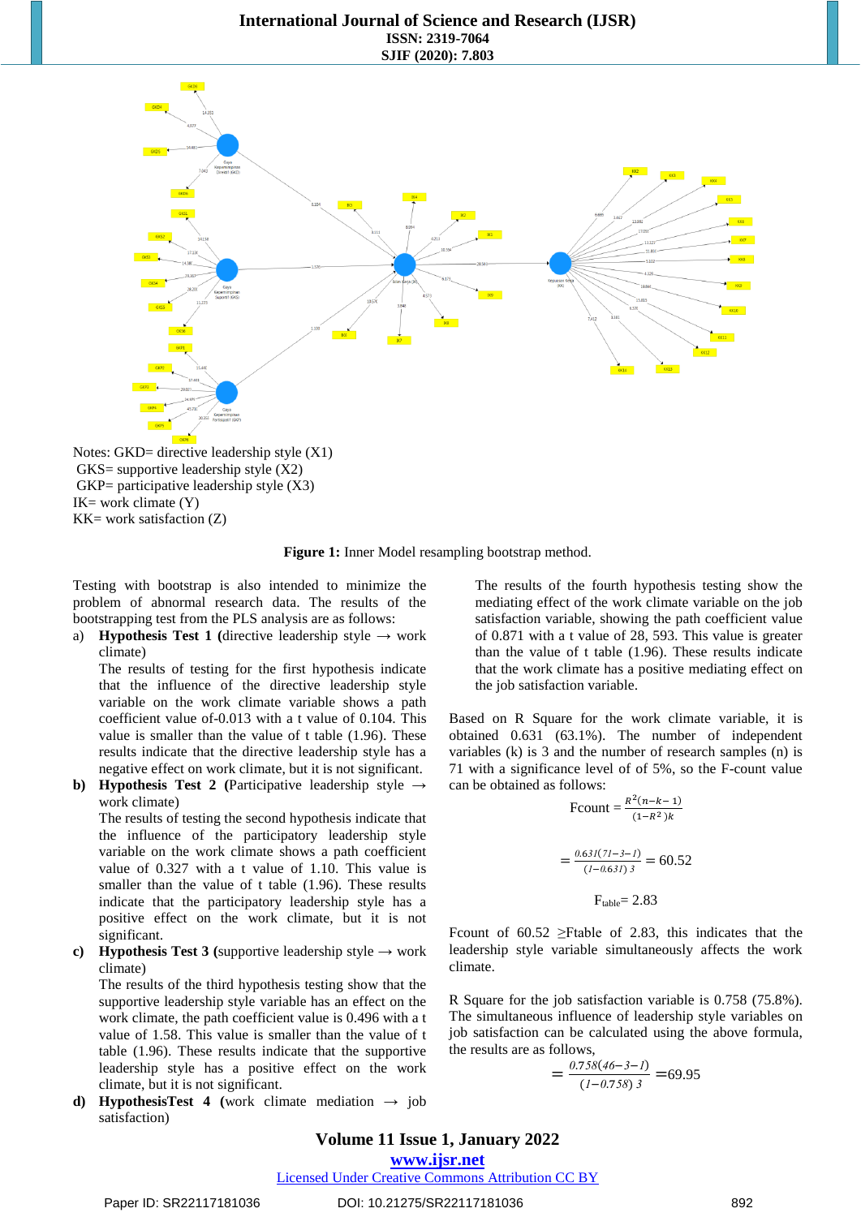Notes: GKD= directive leadership style (X1)
GKS= supportive leadership style (X2)
GKP= participative leadership style (X3)
IK= work climate (Y)
KK= work satisfaction (Z)

**Figure 1:** Inner Model resampling bootstrap method.

Testing with bootstrap is also intended to minimize the problem of abnormal research data. The results of the bootstrapping test from the PLS analysis are as follows:

a) **Hypothesis Test 1** (directive leadership style → work climate)
The results of testing for the first hypothesis indicate that the influence of the directive leadership style variable on the work climate variable shows a path coefficient value of-0.013 with a t value of 0.104. This value is smaller than the value of t table (1.96). These results indicate that the directive leadership style has a negative effect on work climate, but it is not significant.

b) **Hypothesis Test 2** (Participative leadership style → work climate)
The results of testing the second hypothesis indicate that the influence of the participatory leadership style variable on the work climate shows a path coefficient value of 0.327 with a t value of 1.10. This value is smaller than the value of t table (1.96). These results indicate that the participatory leadership style has a positive effect on the work climate, but it is not significant.

c) **Hypothesis Test 3** (supportive leadership style → work climate)
The results of the third hypothesis testing show that the supportive leadership style variable has an effect on the work climate, the path coefficient value is 0.496 with a t value of 1.58. This value is smaller than the value of t table (1.96). These results indicate that the supportive leadership style has a positive effect on the work climate, but it is not significant.

d) **HypothesisTest 4** (work climate mediation → job satisfaction)
The results of the fourth hypothesis testing show the mediating effect of the work climate variable on the job satisfaction variable, showing the path coefficient value of 0.871 with a t value of 28, 593. This value is greater than the value of t table (1.96). These results indicate that the work climate has a positive mediating effect on the job satisfaction variable.

Based on R Square for the work climate variable, it is obtained 0.631 (63.1%). The number of independent variables (k) is 3 and the number of research samples (n) is 71 with a significance level of of 5%, so the F-count value can be obtained as follows:

$$\text{Fcount} = \frac{R^2(n-k-1)}{(1-R^2)k}$$

$$= \frac{0.631(71-3-1)}{(1-0.631)\,3} = 60.52$$

$$F_{table} = 2.83$$

Fcount of 60.52 ≥Ftable of 2.83, this indicates that the leadership style variable simultaneously affects the work climate.

R Square for the job satisfaction variable is 0.758 (75.8%). The simultaneous influence of leadership style variables on job satisfaction can be calculated using the above formula, the results are as follows,

$$= \frac{0.758(46-3-1)}{(1-0.758)\,3} = 69.95$$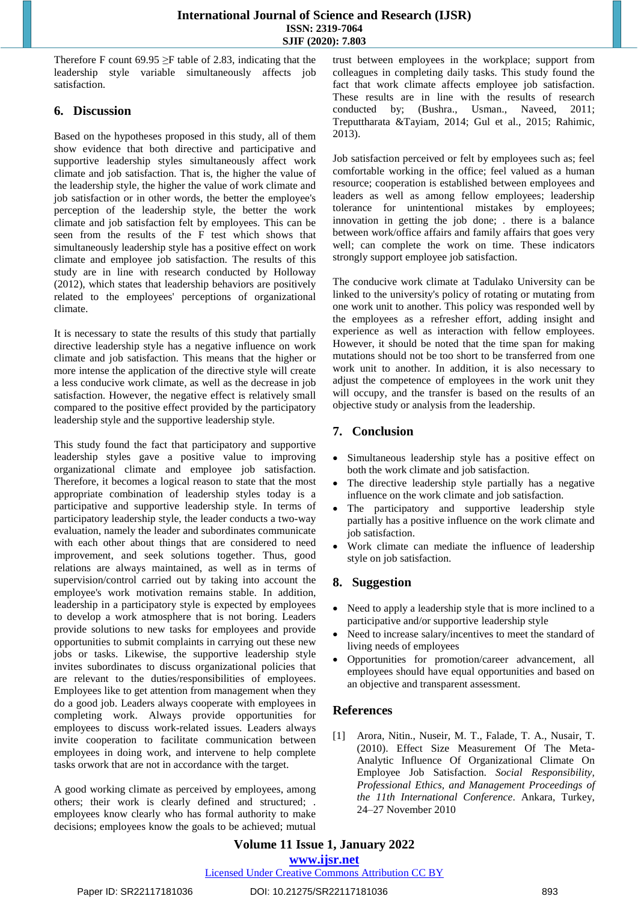Therefore F count 69.95 ≥F table of 2.83, indicating that the leadership style variable simultaneously affects job satisfaction.

## 6. Discussion

Based on the hypotheses proposed in this study, all of them show evidence that both directive and participative and supportive leadership styles simultaneously affect work climate and job satisfaction. That is, the higher the value of the leadership style, the higher the value of work climate and job satisfaction or in other words, the better the employee's perception of the leadership style, the better the work climate and job satisfaction felt by employees. This can be seen from the results of the F test which shows that simultaneously leadership style has a positive effect on work climate and employee job satisfaction. The results of this study are in line with research conducted by Holloway (2012), which states that leadership behaviors are positively related to the employees' perceptions of organizational climate.

It is necessary to state the results of this study that partially directive leadership style has a negative influence on work climate and job satisfaction. This means that the higher or more intense the application of the directive style will create a less conducive work climate, as well as the decrease in job satisfaction. However, the negative effect is relatively small compared to the positive effect provided by the participatory leadership style and the supportive leadership style.

This study found the fact that participatory and supportive leadership styles gave a positive value to improving organizational climate and employee job satisfaction. Therefore, it becomes a logical reason to state that the most appropriate combination of leadership styles today is a participative and supportive leadership style. In terms of participatory leadership style, the leader conducts a two-way evaluation, namely the leader and subordinates communicate with each other about things that are considered to need improvement, and seek solutions together. Thus, good relations are always maintained, as well as in terms of supervision/control carried out by taking into account the employee's work motivation remains stable. In addition, leadership in a participatory style is expected by employees to develop a work atmosphere that is not boring. Leaders provide solutions to new tasks for employees and provide opportunities to submit complaints in carrying out these new jobs or tasks. Likewise, the supportive leadership style invites subordinates to discuss organizational policies that are relevant to the duties/responsibilities of employees. Employees like to get attention from management when they do a good job. Leaders always cooperate with employees in completing work. Always provide opportunities for employees to discuss work-related issues. Leaders always invite cooperation to facilitate communication between employees in doing work, and intervene to help complete tasks orwork that are not in accordance with the target.

A good working climate as perceived by employees, among others; their work is clearly defined and structured; . employees know clearly who has formal authority to make decisions; employees know the goals to be achieved; mutual trust between employees in the workplace; support from colleagues in completing daily tasks. This study found the fact that work climate affects employee job satisfaction. These results are in line with the results of research conducted by; (Bushra., Usman., Naveed, 2011; Treputtharata &Tayiam, 2014; Gul et al., 2015; Rahimic, 2013).

Job satisfaction perceived or felt by employees such as; feel comfortable working in the office; feel valued as a human resource; cooperation is established between employees and leaders as well as among fellow employees; leadership tolerance for unintentional mistakes by employees; innovation in getting the job done; . there is a balance between work/office affairs and family affairs that goes very well; can complete the work on time. These indicators strongly support employee job satisfaction.

The conducive work climate at Tadulako University can be linked to the university's policy of rotating or mutating from one work unit to another. This policy was responded well by the employees as a refresher effort, adding insight and experience as well as interaction with fellow employees. However, it should be noted that the time span for making mutations should not be too short to be transferred from one work unit to another. In addition, it is also necessary to adjust the competence of employees in the work unit they will occupy, and the transfer is based on the results of an objective study or analysis from the leadership.

## 7. Conclusion

- Simultaneous leadership style has a positive effect on both the work climate and job satisfaction.
- The directive leadership style partially has a negative influence on the work climate and job satisfaction.
- The participatory and supportive leadership style partially has a positive influence on the work climate and job satisfaction.
- Work climate can mediate the influence of leadership style on job satisfaction.

## 8. Suggestion

- Need to apply a leadership style that is more inclined to a participative and/or supportive leadership style
- Need to increase salary/incentives to meet the standard of living needs of employees
- Opportunities for promotion/career advancement, all employees should have equal opportunities and based on an objective and transparent assessment.

## References

[1] Arora, Nitin., Nuseir, M. T., Falade, T. A., Nusair, T. (2010). Effect Size Measurement Of The Meta-Analytic Influence Of Organizational Climate On Employee Job Satisfaction. *Social Responsibility, Professional Ethics, and Management Proceedings of the 11th International Conference*. Ankara, Turkey, 24–27 November 2010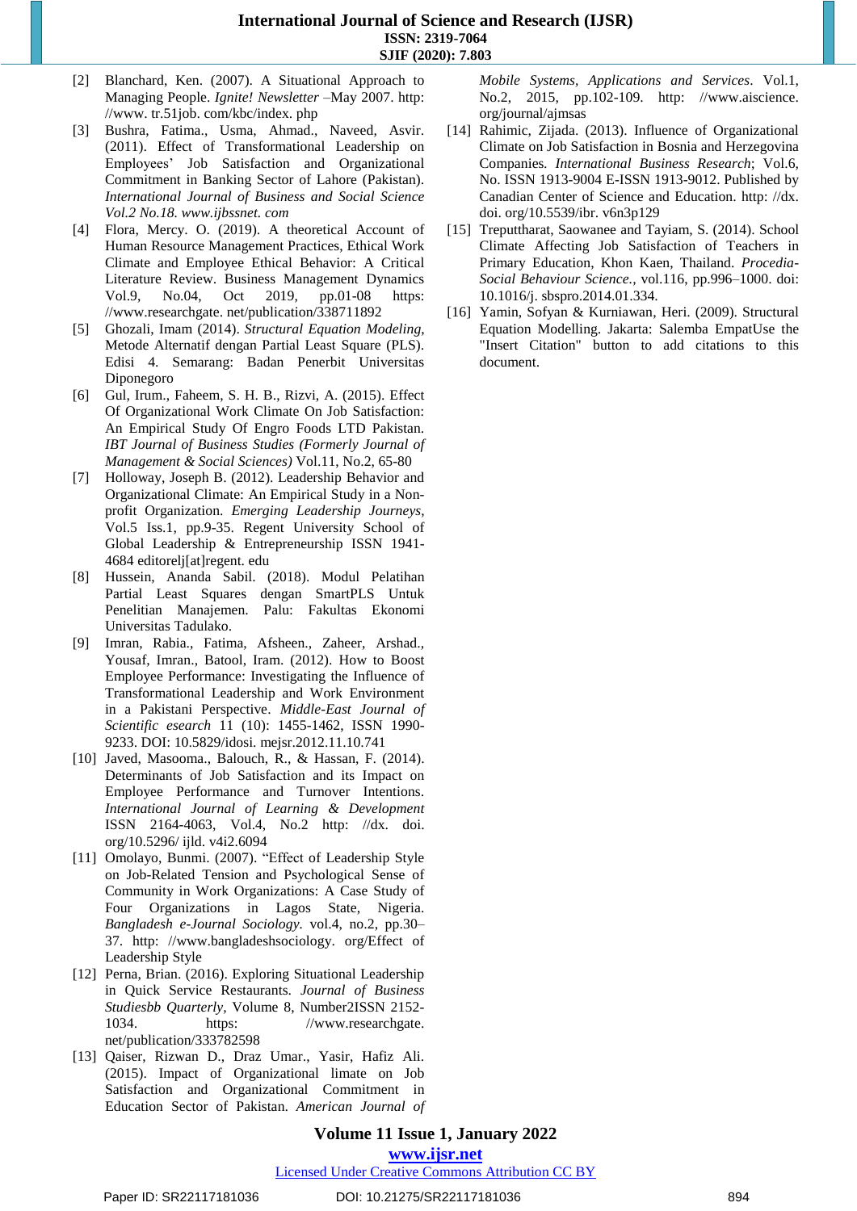[2] Blanchard, Ken. (2007). A Situational Approach to Managing People. *Ignite! Newsletter* –May 2007. http: //www. tr.51job. com/kbc/index. php

[3] Bushra, Fatima., Usma, Ahmad., Naveed, Asvir. (2011). Effect of Transformational Leadership on Employees' Job Satisfaction and Organizational Commitment in Banking Sector of Lahore (Pakistan). *International Journal of Business and Social Science Vol.2 No.18. www.ijbssnet. com*

[4] Flora, Mercy. O. (2019). A theoretical Account of Human Resource Management Practices, Ethical Work Climate and Employee Ethical Behavior: A Critical Literature Review. Business Management Dynamics Vol.9, No.04, Oct 2019, pp.01-08 https: //www.researchgate. net/publication/338711892

[5] Ghozali, Imam (2014). *Structural Equation Modeling*, Metode Alternatif dengan Partial Least Square (PLS). Edisi 4. Semarang: Badan Penerbit Universitas Diponegoro

[6] Gul, Irum., Faheem, S. H. B., Rizvi, A. (2015). Effect Of Organizational Work Climate On Job Satisfaction: An Empirical Study Of Engro Foods LTD Pakistan. *IBT Journal of Business Studies (Formerly Journal of Management & Social Sciences)* Vol.11, No.2, 65-80

[7] Holloway, Joseph B. (2012). Leadership Behavior and Organizational Climate: An Empirical Study in a Non-profit Organization. *Emerging Leadership Journeys*, Vol.5 Iss.1, pp.9-35. Regent University School of Global Leadership & Entrepreneurship ISSN 1941-4684 editorelj[at]regent. edu

[8] Hussein, Ananda Sabil. (2018). Modul Pelatihan Partial Least Squares dengan SmartPLS Untuk Penelitian Manajemen. Palu: Fakultas Ekonomi Universitas Tadulako.

[9] Imran, Rabia., Fatima, Afsheen., Zaheer, Arshad., Yousaf, Imran., Batool, Iram. (2012). How to Boost Employee Performance: Investigating the Influence of Transformational Leadership and Work Environment in a Pakistani Perspective. *Middle-East Journal of Scientific esearch* 11 (10): 1455-1462, ISSN 1990-9233. DOI: 10.5829/idosi. mejsr.2012.11.10.741

[10] Javed, Masooma., Balouch, R., & Hassan, F. (2014). Determinants of Job Satisfaction and its Impact on Employee Performance and Turnover Intentions. *International Journal of Learning & Development* ISSN 2164-4063, Vol.4, No.2 http: //dx. doi. org/10.5296/ ijld. v4i2.6094

[11] Omolayo, Bunmi. (2007). "Effect of Leadership Style on Job-Related Tension and Psychological Sense of Community in Work Organizations: A Case Study of Four Organizations in Lagos State, Nigeria. *Bangladesh e-Journal Sociology*. vol.4, no.2, pp.30–37. http: //www.bangladeshsociology. org/Effect of Leadership Style

[12] Perna, Brian. (2016). Exploring Situational Leadership in Quick Service Restaurants. *Journal of Business Studiesbb Quarterly*, Volume 8, Number2ISSN 2152-1034. https: //www.researchgate. net/publication/333782598

[13] Qaiser, Rizwan D., Draz Umar., Yasir, Hafiz Ali. (2015). Impact of Organizational limate on Job Satisfaction and Organizational Commitment in Education Sector of Pakistan. *American Journal of Mobile Systems, Applications and Services*. Vol.1, No.2, 2015, pp.102-109. http: //www.aiscience. org/journal/ajmsas

[14] Rahimic, Zijada. (2013). Influence of Organizational Climate on Job Satisfaction in Bosnia and Herzegovina Companies. *International Business Research*; Vol.6, No. ISSN 1913-9004 E-ISSN 1913-9012. Published by Canadian Center of Science and Education. http: //dx. doi. org/10.5539/ibr. v6n3p129

[15] Treputtharat, Saowanee and Tayiam, S. (2014). School Climate Affecting Job Satisfaction of Teachers in Primary Education, Khon Kaen, Thailand. *Procedia-Social Behaviour Science.*, vol.116, pp.996–1000. doi: 10.1016/j. sbspro.2014.01.334.

[16] Yamin, Sofyan & Kurniawan, Heri. (2009). Structural Equation Modelling. Jakarta: Salemba EmpatUse the "Insert Citation" button to add citations to this document.